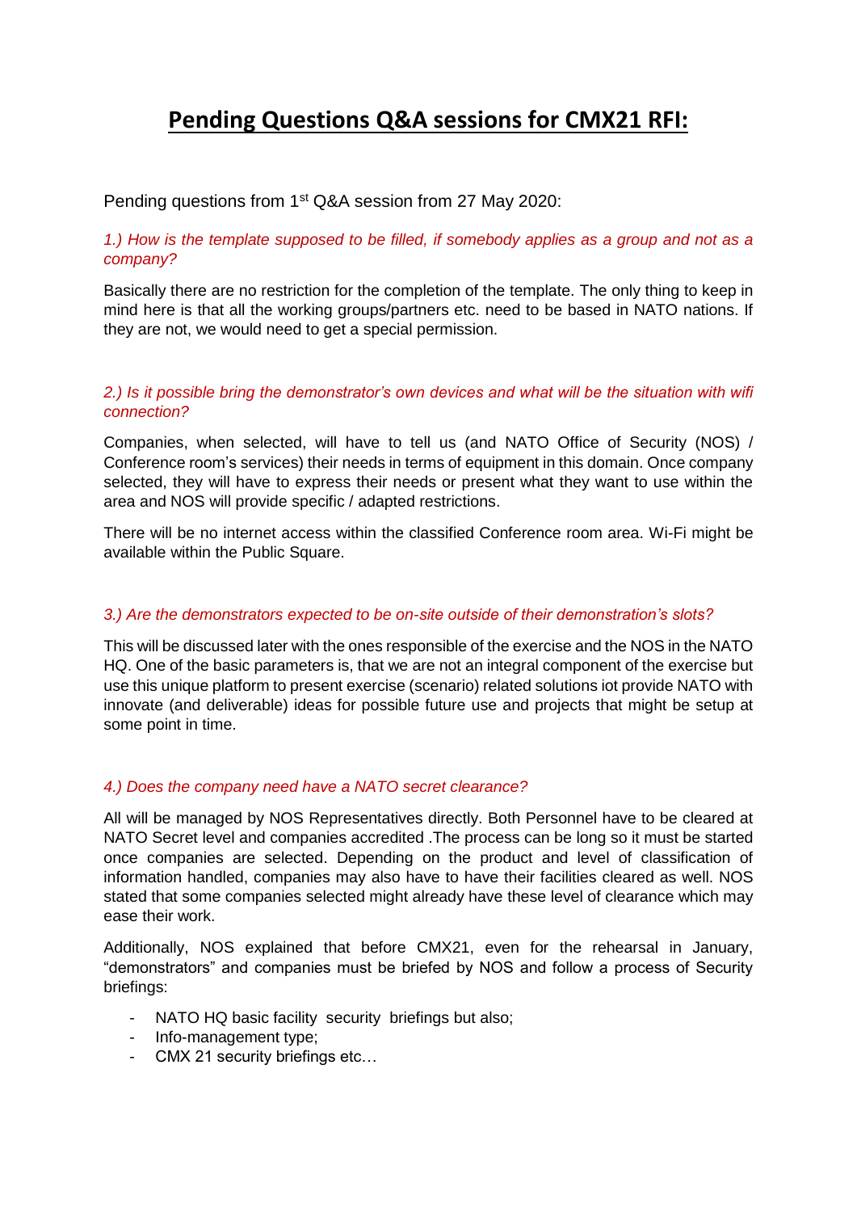# Pending Questions Q&A sessions for CMX21 RFI:

Pending questions from 1st Q&A session from 27 May 2020:

*1.) How is the template supposed to be filled, if somebody applies as a group and not as a company?*

Basically there are no restriction for the completion of the template. The only thing to keep in mind here is that all the working groups/partners etc. need to be based in NATO nations. If they are not, we would need to get a special permission.

*2.) Is it possible bring the demonstrator's own devices and what will be the situation with wifi connection?*

Companies, when selected, will have to tell us (and NATO Office of Security (NOS) / Conference room's services) their needs in terms of equipment in this domain. Once company selected, they will have to express their needs or present what they want to use within the area and NOS will provide specific / adapted restrictions.

There will be no internet access within the classified Conference room area. Wi-Fi might be available within the Public Square.

*3.) Are the demonstrators expected to be on-site outside of their demonstration's slots?*

This will be discussed later with the ones responsible of the exercise and the NOS in the NATO HQ. One of the basic parameters is, that we are not an integral component of the exercise but use this unique platform to present exercise (scenario) related solutions iot provide NATO with innovate (and deliverable) ideas for possible future use and projects that might be setup at some point in time.

*4.) Does the company need have a NATO secret clearance?*

All will be managed by NOS Representatives directly. Both Personnel have to be cleared at NATO Secret level and companies accredited .The process can be long so it must be started once companies are selected. Depending on the product and level of classification of information handled, companies may also have to have their facilities cleared as well. NOS stated that some companies selected might already have these level of clearance which may ease their work.

Additionally, NOS explained that before CMX21, even for the rehearsal in January, "demonstrators" and companies must be briefed by NOS and follow a process of Security briefings:

- NATO HQ basic facility security briefings but also;
- Info-management type;
- CMX 21 security briefings etc…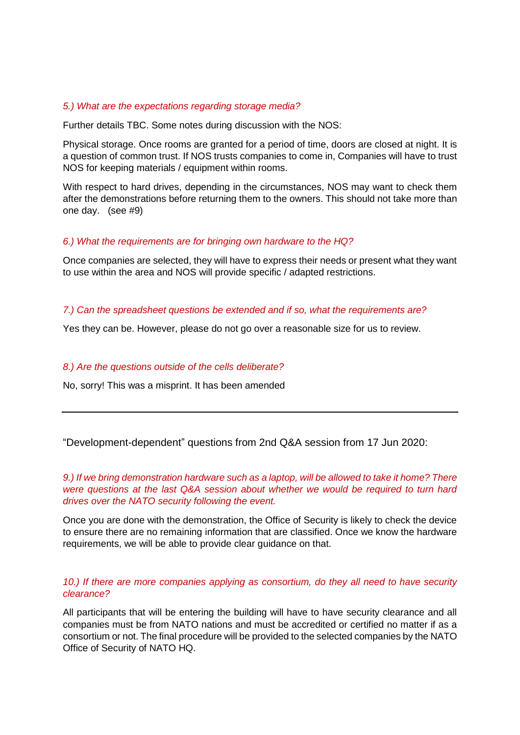*5.) What are the expectations regarding storage media?*

Further details TBC. Some notes during discussion with the NOS:

Physical storage. Once rooms are granted for a period of time, doors are closed at night. It is a question of common trust. If NOS trusts companies to come in, Companies will have to trust NOS for keeping materials / equipment within rooms.

With respect to hard drives, depending in the circumstances, NOS may want to check them after the demonstrations before returning them to the owners. This should not take more than one day. (see #9)

*6.) What the requirements are for bringing own hardware to the HQ?*

Once companies are selected, they will have to express their needs or present what they want to use within the area and NOS will provide specific / adapted restrictions.

*7.) Can the spreadsheet questions be extended and if so, what the requirements are?*

Yes they can be. However, please do not go over a reasonable size for us to review.

*8.) Are the questions outside of the cells deliberate?*

No, sorry! This was a misprint. It has been amended

---

"Development-dependent" questions from 2nd Q&A session from 17 Jun 2020:

*9.) If we bring demonstration hardware such as a laptop, will be allowed to take it home? There were questions at the last Q&A session about whether we would be required to turn hard drives over the NATO security following the event.*

Once you are done with the demonstration, the Office of Security is likely to check the device to ensure there are no remaining information that are classified. Once we know the hardware requirements, we will be able to provide clear guidance on that.

*10.) If there are more companies applying as consortium, do they all need to have security clearance?*

All participants that will be entering the building will have to have security clearance and all companies must be from NATO nations and must be accredited or certified no matter if as a consortium or not. The final procedure will be provided to the selected companies by the NATO Office of Security of NATO HQ.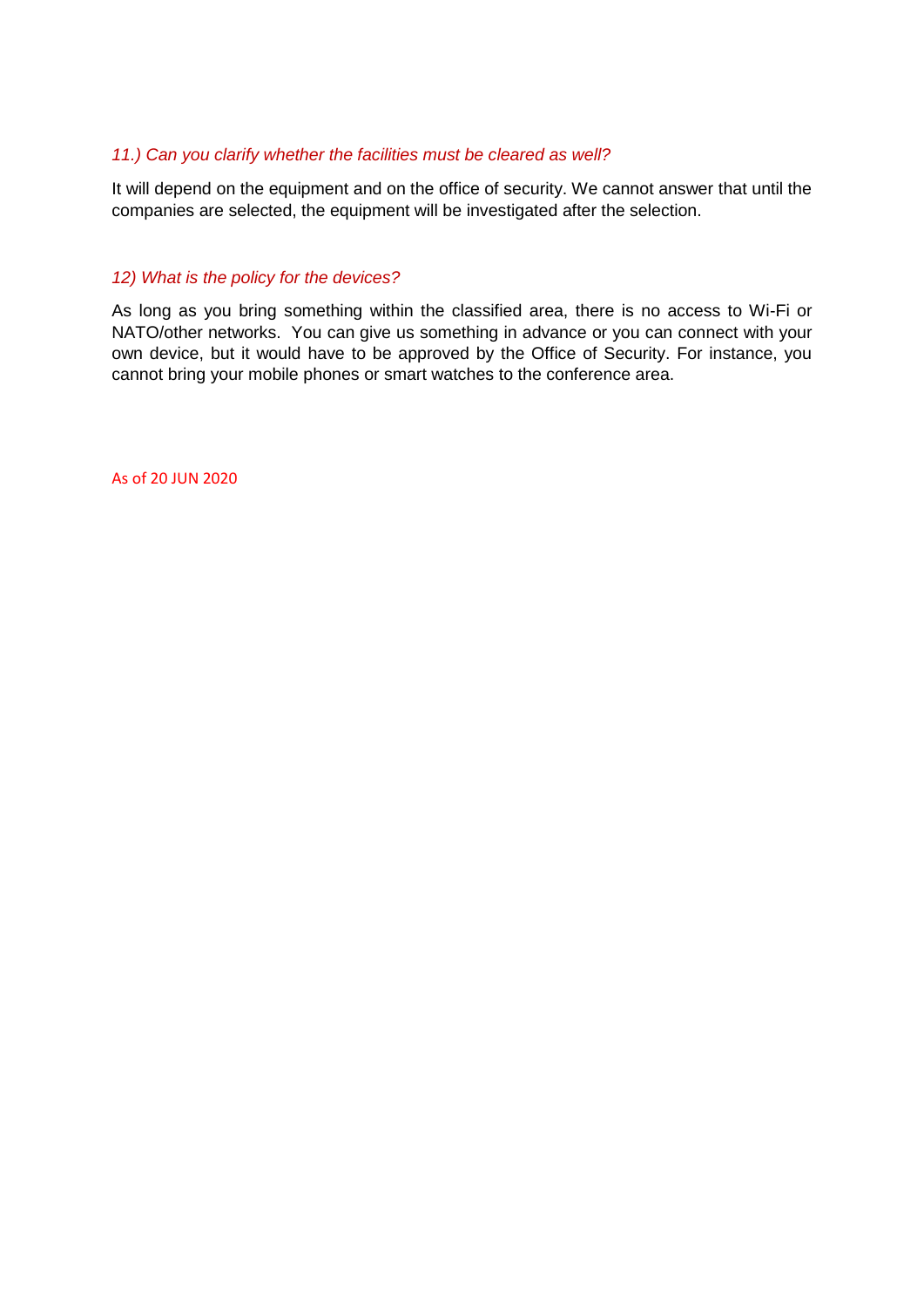*11.) Can you clarify whether the facilities must be cleared as well?*

It will depend on the equipment and on the office of security. We cannot answer that until the companies are selected, the equipment will be investigated after the selection.

*12) What is the policy for the devices?*

As long as you bring something within the classified area, there is no access to Wi-Fi or NATO/other networks. You can give us something in advance or you can connect with your own device, but it would have to be approved by the Office of Security. For instance, you cannot bring your mobile phones or smart watches to the conference area.

As of 20 JUN 2020